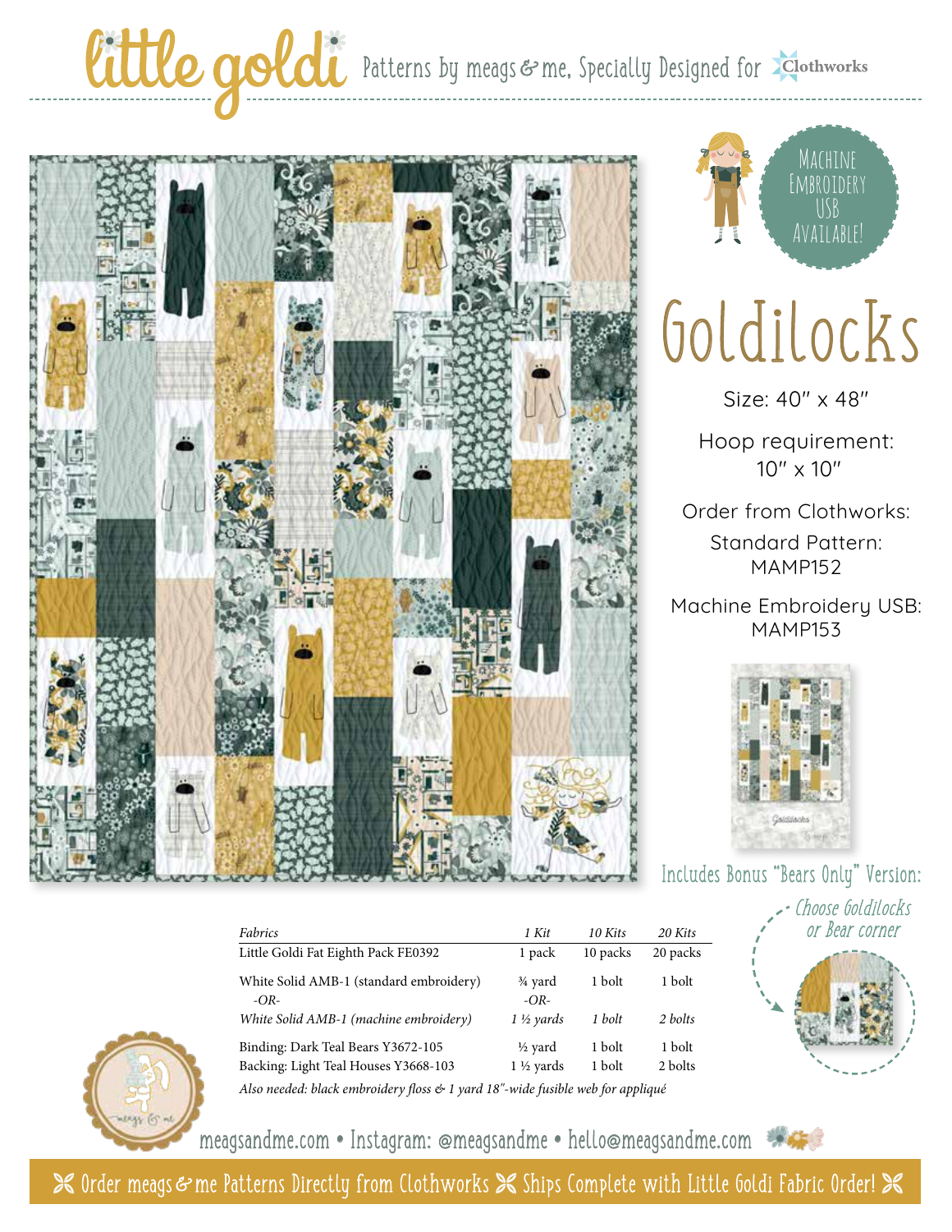# little goldi

Patterns by meags & me, Specially Designed for Clothworks

Machine Embroidery USB Available!

# Goldilocks

Size: 40" x 48"

Hoop requirement: 10" x 10"

Order from Clothworks:

Standard Pattern: MAMP152

Machine Embroidery USB: MAMP153

Includes Bonus "Bears Only" Version:

Choose Goldilocks or Bear corner

| *Fabrics* | *1 Kit* | *10 Kits* | *20 Kits* |
|---|---|---|---|
| Little Goldi Fat Eighth Pack FE0392 | 1 pack | 10 packs | 20 packs |
| White Solid AMB-1 (standard embroidery) | ¾ yard | 1 bolt | 1 bolt |
| *-OR-* | *-OR-* | | |
| *White Solid AMB-1 (machine embroidery)* | *1 ½ yards* | *1 bolt* | *2 bolts* |
| Binding: Dark Teal Bears Y3672-105 | ½ yard | 1 bolt | 1 bolt |
| Backing: Light Teal Houses Y3668-103 | 1 ½ yards | 1 bolt | 2 bolts |

*Also needed: black embroidery floss & 1 yard 18"-wide fusible web for appliqué*

meagsandme.com • Instagram: @meagsandme • hello@meagsandme.com

Order meags & me Patterns Directly from Clothworks ✂ Ships Complete with Little Goldi Fabric Order!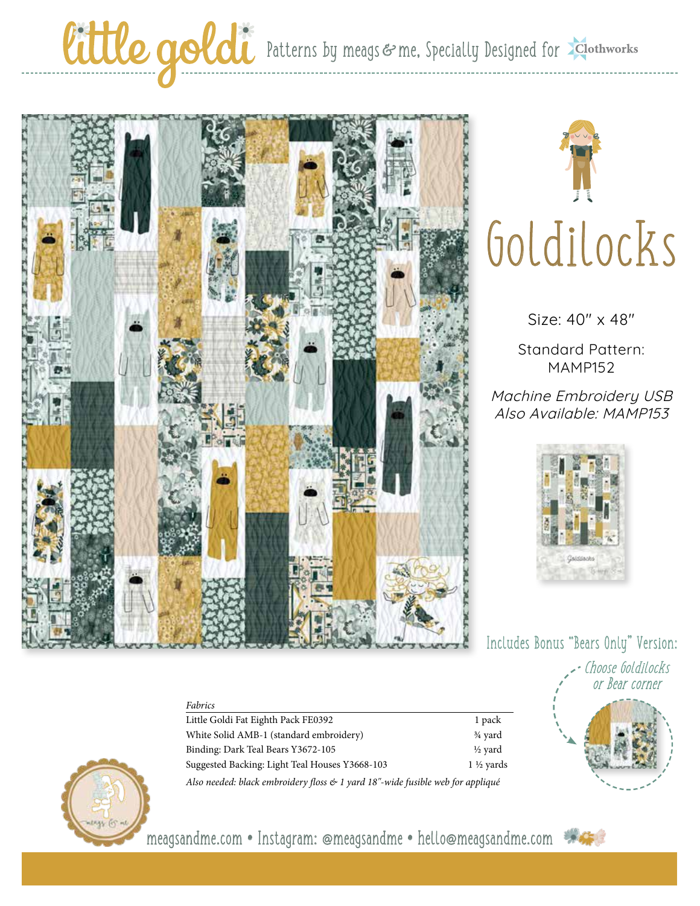# little goldi

Patterns by meags & me, Specially Designed for Clothworks

# Goldilocks

Size: 40″ x 48″

Standard Pattern: MAMP152

*Machine Embroidery USB Also Available: MAMP153*

Includes Bonus "Bears Only" Version:

*Choose Goldilocks or Bear corner*

| *Fabrics* | |
|---|---|
| Little Goldi Fat Eighth Pack FE0392 | 1 pack |
| White Solid AMB-1 (standard embroidery) | ¾ yard |
| Binding: Dark Teal Bears Y3672-105 | ½ yard |
| Suggested Backing: Light Teal Houses Y3668-103 | 1 ½ yards |

*Also needed: black embroidery floss & 1 yard 18″-wide fusible web for appliqué*

meagsandme.com • Instagram: @meagsandme • hello@meagsandme.com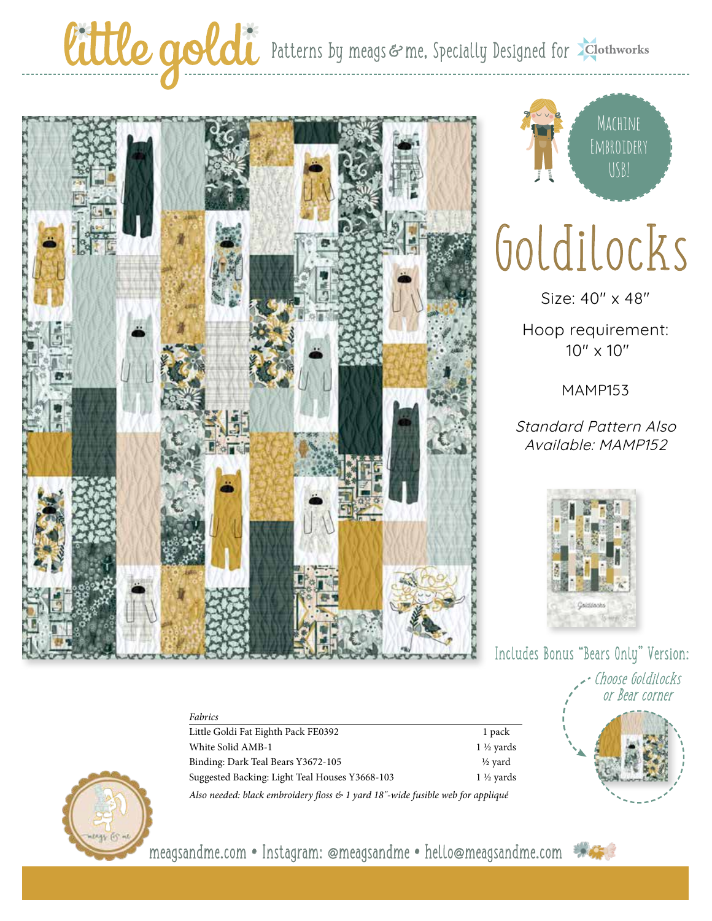# little goldi

Patterns by meags & me, Specially Designed for Clothworks

Machine Embroidery USB!

# Goldilocks

Size: 40″ x 48″

Hoop requirement: 10″ x 10″

MAMP153

*Standard Pattern Also Available: MAMP152*

Includes Bonus "Bears Only" Version:

*Choose Goldilocks or Bear corner*

| *Fabrics* | |
|---|---|
| Little Goldi Fat Eighth Pack FE0392 | 1 pack |
| White Solid AMB-1 | 1 ½ yards |
| Binding: Dark Teal Bears Y3672-105 | ½ yard |
| Suggested Backing: Light Teal Houses Y3668-103 | 1 ½ yards |

*Also needed: black embroidery floss & 1 yard 18″-wide fusible web for appliqué*

meagsandme.com • Instagram: @meagsandme • hello@meagsandme.com